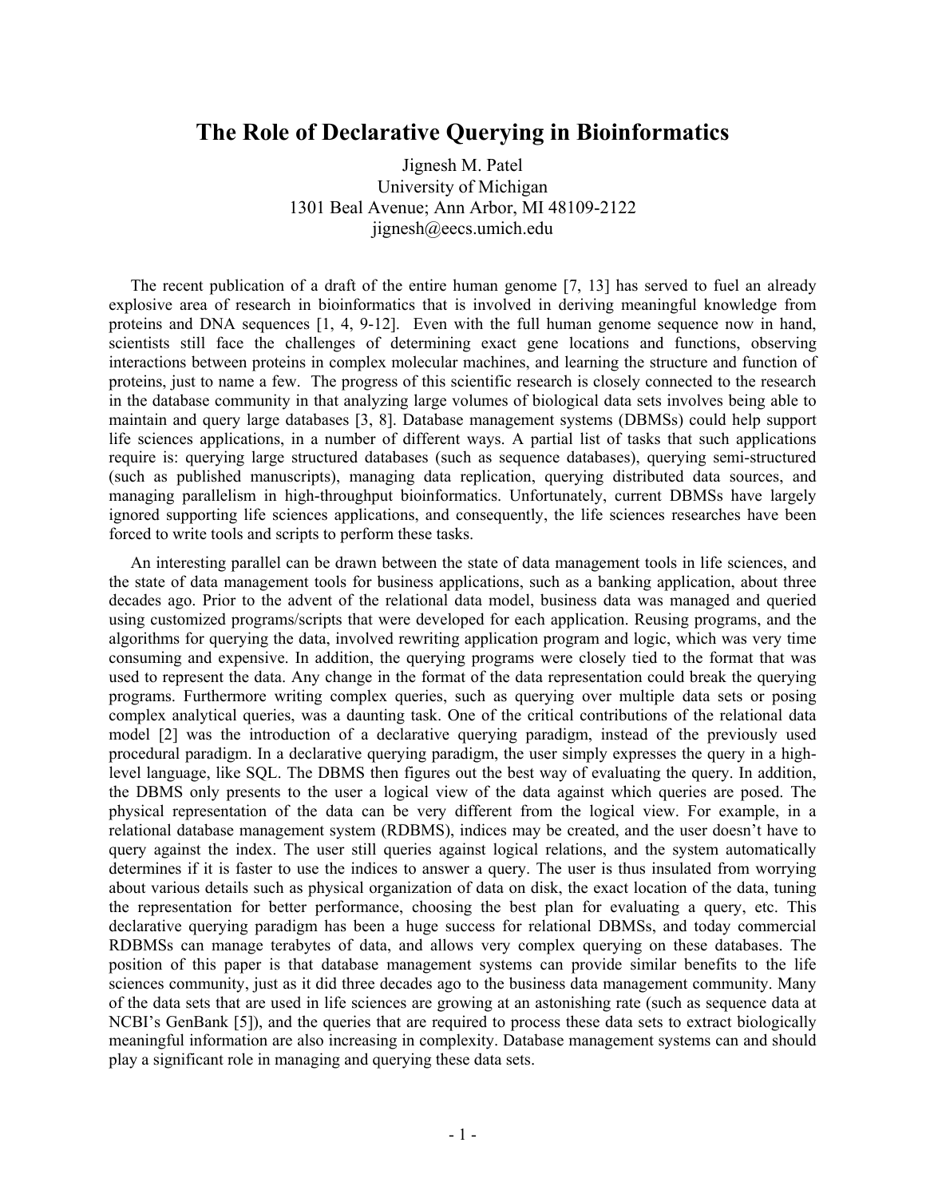# The Role of Declarative Querying in Bioinformatics

Jignesh M. Patel
University of Michigan
1301 Beal Avenue; Ann Arbor, MI 48109-2122
jignesh@eecs.umich.edu

The recent publication of a draft of the entire human genome [7, 13] has served to fuel an already explosive area of research in bioinformatics that is involved in deriving meaningful knowledge from proteins and DNA sequences [1, 4, 9-12]. Even with the full human genome sequence now in hand, scientists still face the challenges of determining exact gene locations and functions, observing interactions between proteins in complex molecular machines, and learning the structure and function of proteins, just to name a few. The progress of this scientific research is closely connected to the research in the database community in that analyzing large volumes of biological data sets involves being able to maintain and query large databases [3, 8]. Database management systems (DBMSs) could help support life sciences applications, in a number of different ways. A partial list of tasks that such applications require is: querying large structured databases (such as sequence databases), querying semi-structured (such as published manuscripts), managing data replication, querying distributed data sources, and managing parallelism in high-throughput bioinformatics. Unfortunately, current DBMSs have largely ignored supporting life sciences applications, and consequently, the life sciences researches have been forced to write tools and scripts to perform these tasks.

An interesting parallel can be drawn between the state of data management tools in life sciences, and the state of data management tools for business applications, such as a banking application, about three decades ago. Prior to the advent of the relational data model, business data was managed and queried using customized programs/scripts that were developed for each application. Reusing programs, and the algorithms for querying the data, involved rewriting application program and logic, which was very time consuming and expensive. In addition, the querying programs were closely tied to the format that was used to represent the data. Any change in the format of the data representation could break the querying programs. Furthermore writing complex queries, such as querying over multiple data sets or posing complex analytical queries, was a daunting task. One of the critical contributions of the relational data model [2] was the introduction of a declarative querying paradigm, instead of the previously used procedural paradigm. In a declarative querying paradigm, the user simply expresses the query in a high-level language, like SQL. The DBMS then figures out the best way of evaluating the query. In addition, the DBMS only presents to the user a logical view of the data against which queries are posed. The physical representation of the data can be very different from the logical view. For example, in a relational database management system (RDBMS), indices may be created, and the user doesn't have to query against the index. The user still queries against logical relations, and the system automatically determines if it is faster to use the indices to answer a query. The user is thus insulated from worrying about various details such as physical organization of data on disk, the exact location of the data, tuning the representation for better performance, choosing the best plan for evaluating a query, etc. This declarative querying paradigm has been a huge success for relational DBMSs, and today commercial RDBMSs can manage terabytes of data, and allows very complex querying on these databases. The position of this paper is that database management systems can provide similar benefits to the life sciences community, just as it did three decades ago to the business data management community. Many of the data sets that are used in life sciences are growing at an astonishing rate (such as sequence data at NCBI's GenBank [5]), and the queries that are required to process these data sets to extract biologically meaningful information are also increasing in complexity. Database management systems can and should play a significant role in managing and querying these data sets.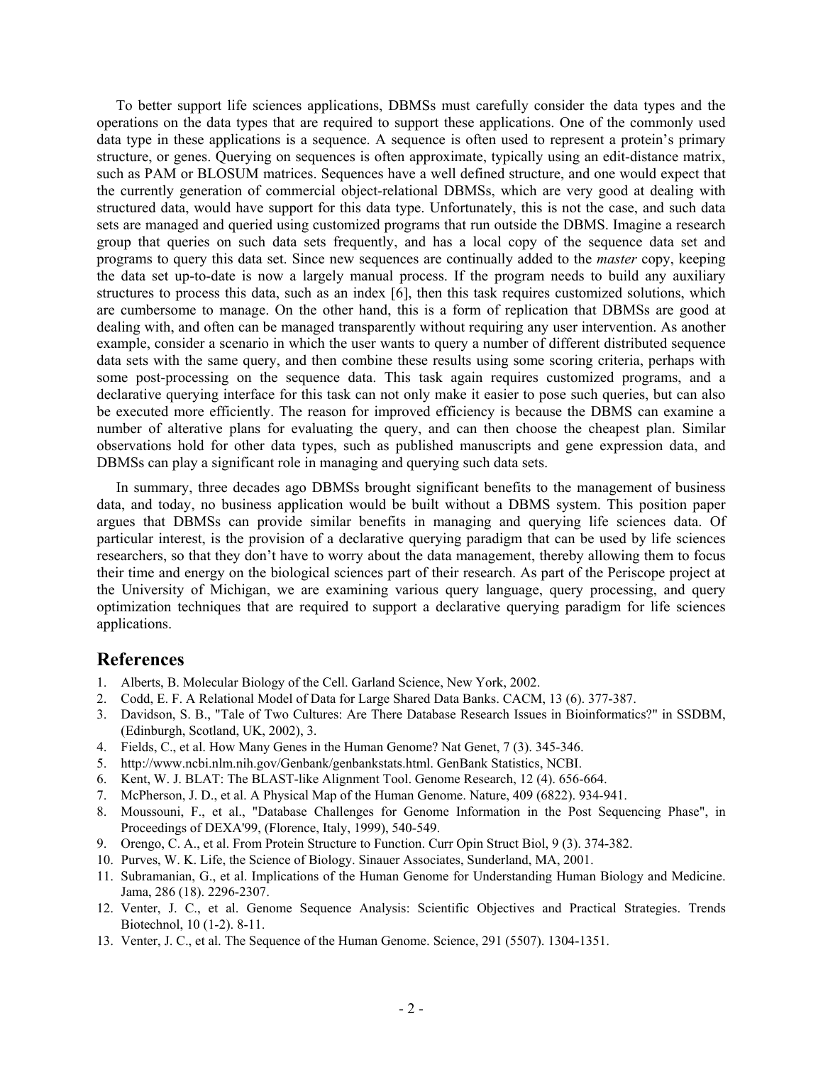To better support life sciences applications, DBMSs must carefully consider the data types and the operations on the data types that are required to support these applications. One of the commonly used data type in these applications is a sequence. A sequence is often used to represent a protein's primary structure, or genes. Querying on sequences is often approximate, typically using an edit-distance matrix, such as PAM or BLOSUM matrices. Sequences have a well defined structure, and one would expect that the currently generation of commercial object-relational DBMSs, which are very good at dealing with structured data, would have support for this data type. Unfortunately, this is not the case, and such data sets are managed and queried using customized programs that run outside the DBMS. Imagine a research group that queries on such data sets frequently, and has a local copy of the sequence data set and programs to query this data set. Since new sequences are continually added to the *master* copy, keeping the data set up-to-date is now a largely manual process. If the program needs to build any auxiliary structures to process this data, such as an index [6], then this task requires customized solutions, which are cumbersome to manage. On the other hand, this is a form of replication that DBMSs are good at dealing with, and often can be managed transparently without requiring any user intervention. As another example, consider a scenario in which the user wants to query a number of different distributed sequence data sets with the same query, and then combine these results using some scoring criteria, perhaps with some post-processing on the sequence data. This task again requires customized programs, and a declarative querying interface for this task can not only make it easier to pose such queries, but can also be executed more efficiently. The reason for improved efficiency is because the DBMS can examine a number of alterative plans for evaluating the query, and can then choose the cheapest plan. Similar observations hold for other data types, such as published manuscripts and gene expression data, and DBMSs can play a significant role in managing and querying such data sets.

In summary, three decades ago DBMSs brought significant benefits to the management of business data, and today, no business application would be built without a DBMS system. This position paper argues that DBMSs can provide similar benefits in managing and querying life sciences data. Of particular interest, is the provision of a declarative querying paradigm that can be used by life sciences researchers, so that they don't have to worry about the data management, thereby allowing them to focus their time and energy on the biological sciences part of their research. As part of the Periscope project at the University of Michigan, we are examining various query language, query processing, and query optimization techniques that are required to support a declarative querying paradigm for life sciences applications.

## References

1. Alberts, B. Molecular Biology of the Cell. Garland Science, New York, 2002.
2. Codd, E. F. A Relational Model of Data for Large Shared Data Banks. CACM, 13 (6). 377-387.
3. Davidson, S. B., "Tale of Two Cultures: Are There Database Research Issues in Bioinformatics?" in SSDBM, (Edinburgh, Scotland, UK, 2002), 3.
4. Fields, C., et al. How Many Genes in the Human Genome? Nat Genet, 7 (3). 345-346.
5. http://www.ncbi.nlm.nih.gov/Genbank/genbankstats.html. GenBank Statistics, NCBI.
6. Kent, W. J. BLAT: The BLAST-like Alignment Tool. Genome Research, 12 (4). 656-664.
7. McPherson, J. D., et al. A Physical Map of the Human Genome. Nature, 409 (6822). 934-941.
8. Moussouni, F., et al., "Database Challenges for Genome Information in the Post Sequencing Phase", in Proceedings of DEXA'99, (Florence, Italy, 1999), 540-549.
9. Orengo, C. A., et al. From Protein Structure to Function. Curr Opin Struct Biol, 9 (3). 374-382.
10. Purves, W. K. Life, the Science of Biology. Sinauer Associates, Sunderland, MA, 2001.
11. Subramanian, G., et al. Implications of the Human Genome for Understanding Human Biology and Medicine. Jama, 286 (18). 2296-2307.
12. Venter, J. C., et al. Genome Sequence Analysis: Scientific Objectives and Practical Strategies. Trends Biotechnol, 10 (1-2). 8-11.
13. Venter, J. C., et al. The Sequence of the Human Genome. Science, 291 (5507). 1304-1351.